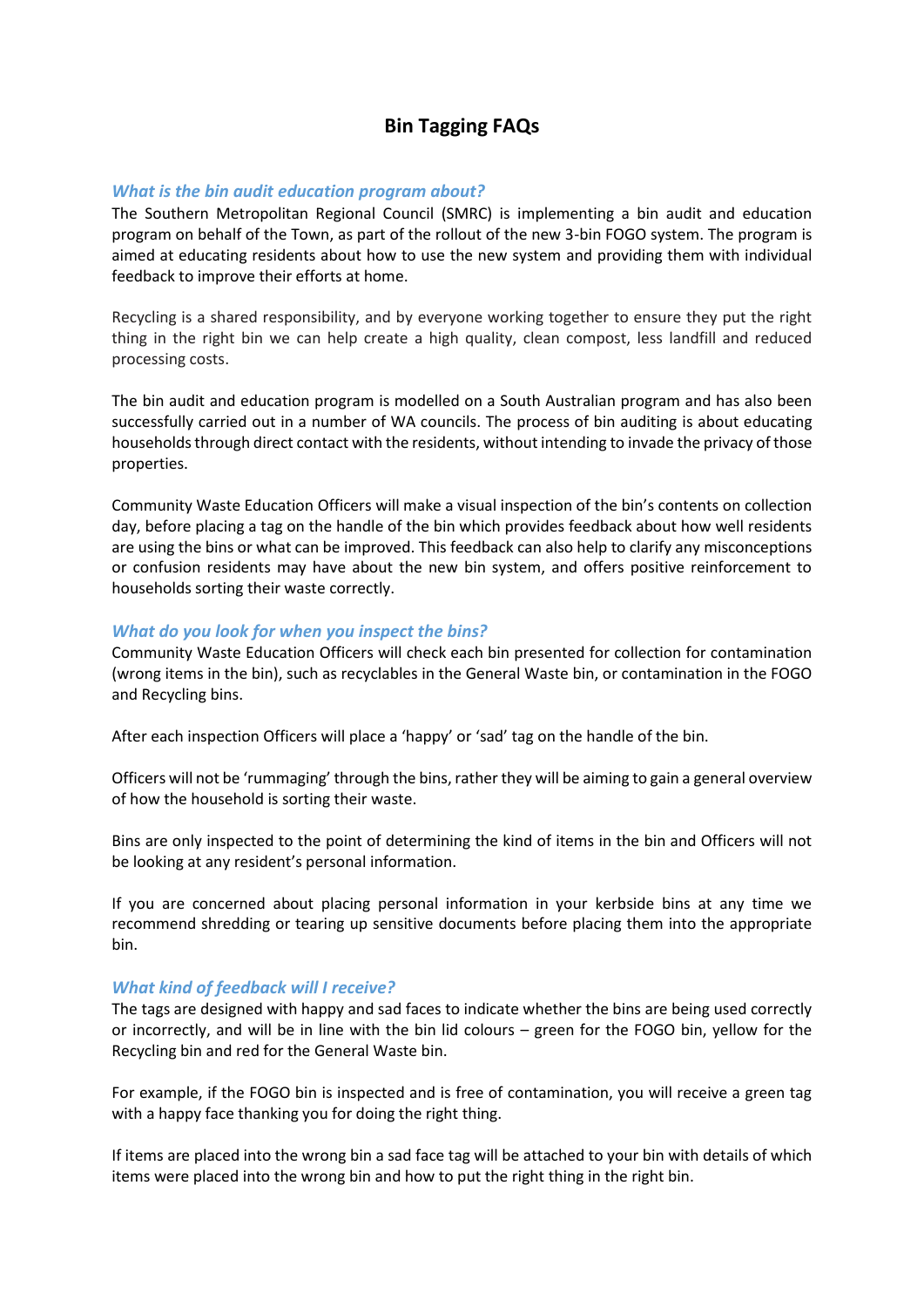# Bin Tagging FAQs

### *What is the bin audit education program about?*

The Southern Metropolitan Regional Council (SMRC) is implementing a bin audit and education program on behalf of the Town, as part of the rollout of the new 3-bin FOGO system. The program is aimed at educating residents about how to use the new system and providing them with individual feedback to improve their efforts at home.

Recycling is a shared responsibility, and by everyone working together to ensure they put the right thing in the right bin we can help create a high quality, clean compost, less landfill and reduced processing costs.

The bin audit and education program is modelled on a South Australian program and has also been successfully carried out in a number of WA councils. The process of bin auditing is about educating households through direct contact with the residents, without intending to invade the privacy of those properties.

Community Waste Education Officers will make a visual inspection of the bin's contents on collection day, before placing a tag on the handle of the bin which provides feedback about how well residents are using the bins or what can be improved. This feedback can also help to clarify any misconceptions or confusion residents may have about the new bin system, and offers positive reinforcement to households sorting their waste correctly.

### *What do you look for when you inspect the bins?*

Community Waste Education Officers will check each bin presented for collection for contamination (wrong items in the bin), such as recyclables in the General Waste bin, or contamination in the FOGO and Recycling bins.

After each inspection Officers will place a 'happy' or 'sad' tag on the handle of the bin.

Officers will not be 'rummaging' through the bins, rather they will be aiming to gain a general overview of how the household is sorting their waste.

Bins are only inspected to the point of determining the kind of items in the bin and Officers will not be looking at any resident's personal information.

If you are concerned about placing personal information in your kerbside bins at any time we recommend shredding or tearing up sensitive documents before placing them into the appropriate bin.

### *What kind of feedback will I receive?*

The tags are designed with happy and sad faces to indicate whether the bins are being used correctly or incorrectly, and will be in line with the bin lid colours – green for the FOGO bin, yellow for the Recycling bin and red for the General Waste bin.

For example, if the FOGO bin is inspected and is free of contamination, you will receive a green tag with a happy face thanking you for doing the right thing.

If items are placed into the wrong bin a sad face tag will be attached to your bin with details of which items were placed into the wrong bin and how to put the right thing in the right bin.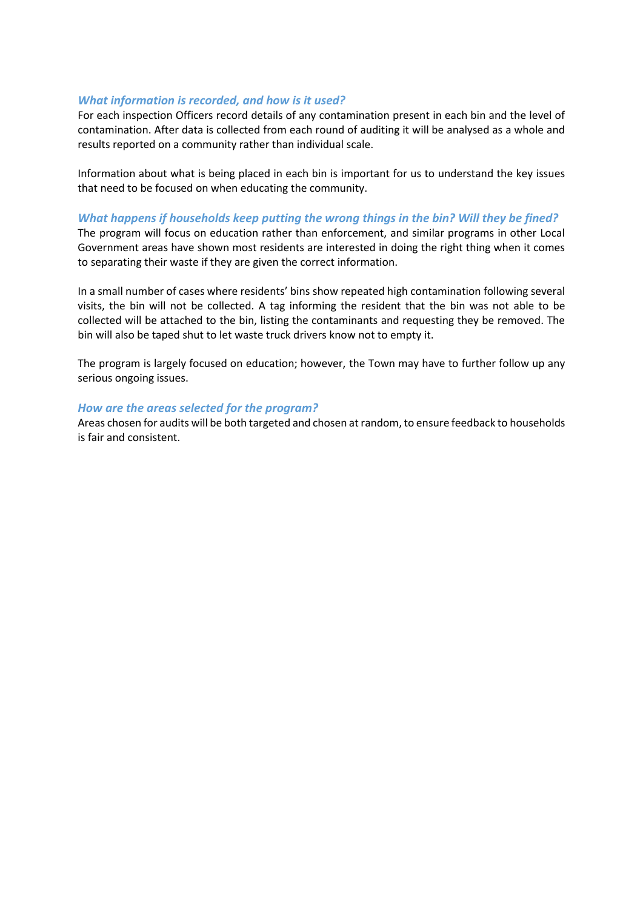### *What information is recorded, and how is it used?*

For each inspection Officers record details of any contamination present in each bin and the level of contamination. After data is collected from each round of auditing it will be analysed as a whole and results reported on a community rather than individual scale.

Information about what is being placed in each bin is important for us to understand the key issues that need to be focused on when educating the community.

### *What happens if households keep putting the wrong things in the bin? Will they be fined?*

The program will focus on education rather than enforcement, and similar programs in other Local Government areas have shown most residents are interested in doing the right thing when it comes to separating their waste if they are given the correct information.

In a small number of cases where residents' bins show repeated high contamination following several visits, the bin will not be collected. A tag informing the resident that the bin was not able to be collected will be attached to the bin, listing the contaminants and requesting they be removed. The bin will also be taped shut to let waste truck drivers know not to empty it.

The program is largely focused on education; however, the Town may have to further follow up any serious ongoing issues.

### *How are the areas selected for the program?*

Areas chosen for audits will be both targeted and chosen at random, to ensure feedback to households is fair and consistent.